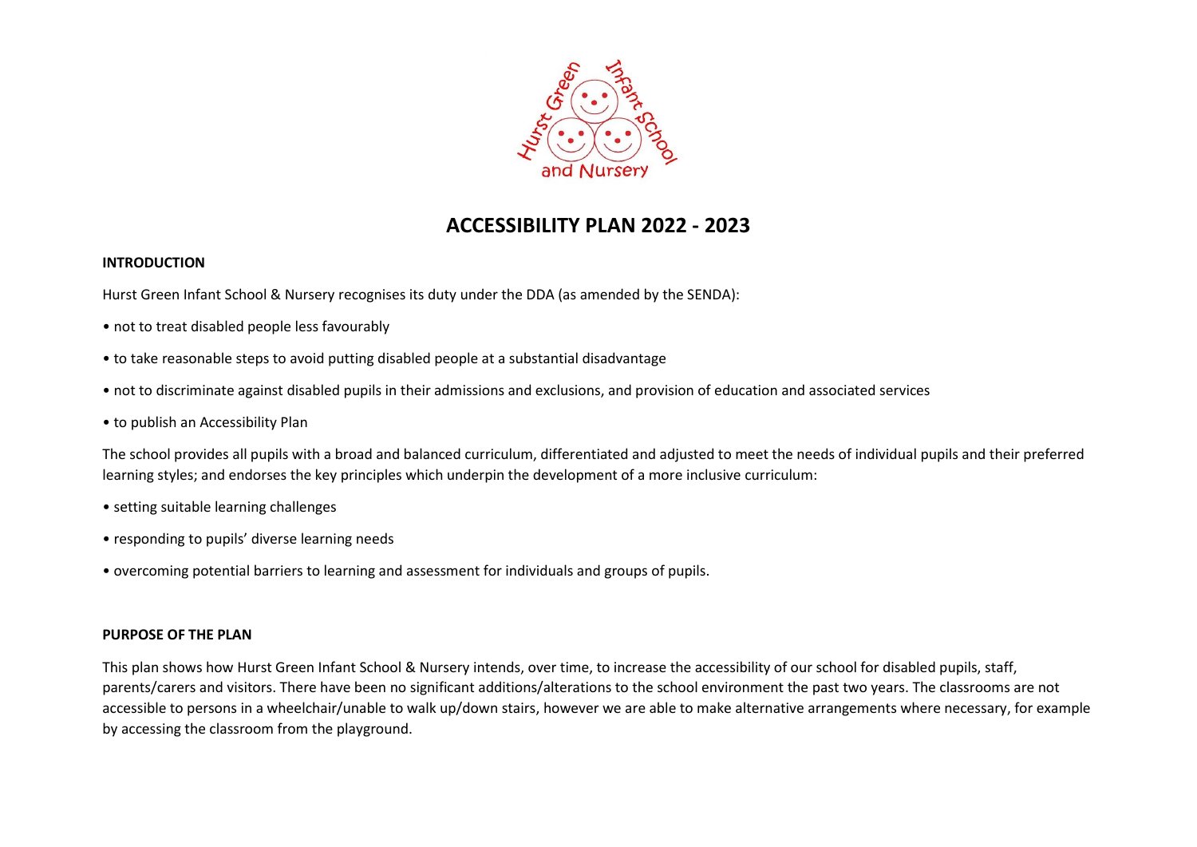# ACCESSIBILITY PLAN 2022 - 2023

**INTRODUCTION**

Hurst Green Infant School & Nursery recognises its duty under the DDA (as amended by the SENDA):

- not to treat disabled people less favourably
- to take reasonable steps to avoid putting disabled people at a substantial disadvantage
- not to discriminate against disabled pupils in their admissions and exclusions, and provision of education and associated services
- to publish an Accessibility Plan

The school provides all pupils with a broad and balanced curriculum, differentiated and adjusted to meet the needs of individual pupils and their preferred learning styles; and endorses the key principles which underpin the development of a more inclusive curriculum:

- setting suitable learning challenges
- responding to pupils' diverse learning needs
- overcoming potential barriers to learning and assessment for individuals and groups of pupils.

**PURPOSE OF THE PLAN**

This plan shows how Hurst Green Infant School & Nursery intends, over time, to increase the accessibility of our school for disabled pupils, staff, parents/carers and visitors. There have been no significant additions/alterations to the school environment the past two years. The classrooms are not accessible to persons in a wheelchair/unable to walk up/down stairs, however we are able to make alternative arrangements where necessary, for example by accessing the classroom from the playground.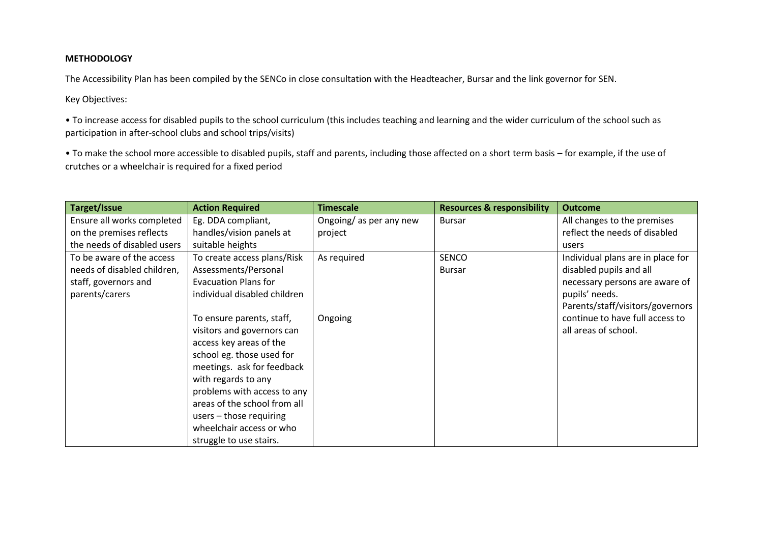**METHODOLOGY**

The Accessibility Plan has been compiled by the SENCo in close consultation with the Headteacher, Bursar and the link governor for SEN.

Key Objectives:

• To increase access for disabled pupils to the school curriculum (this includes teaching and learning and the wider curriculum of the school such as participation in after-school clubs and school trips/visits)

• To make the school more accessible to disabled pupils, staff and parents, including those affected on a short term basis – for example, if the use of crutches or a wheelchair is required for a fixed period

| Target/Issue | Action Required | Timescale | Resources & responsibility | Outcome |
|---|---|---|---|---|
| Ensure all works completed on the premises reflects the needs of disabled users | Eg. DDA compliant, handles/vision panels at suitable heights | Ongoing/ as per any new project | Bursar | All changes to the premises reflect the needs of disabled users |
| To be aware of the access needs of disabled children, staff, governors and parents/carers | To create access plans/Risk Assessments/Personal Evacuation Plans for individual disabled children<br><br>To ensure parents, staff, visitors and governors can access key areas of the school eg. those used for meetings. ask for feedback with regards to any problems with access to any areas of the school from all users – those requiring wheelchair access or who struggle to use stairs. | As required<br><br>Ongoing | SENCO<br>Bursar | Individual plans are in place for disabled pupils and all necessary persons are aware of pupils' needs.<br>Parents/staff/visitors/governors continue to have full access to all areas of school. |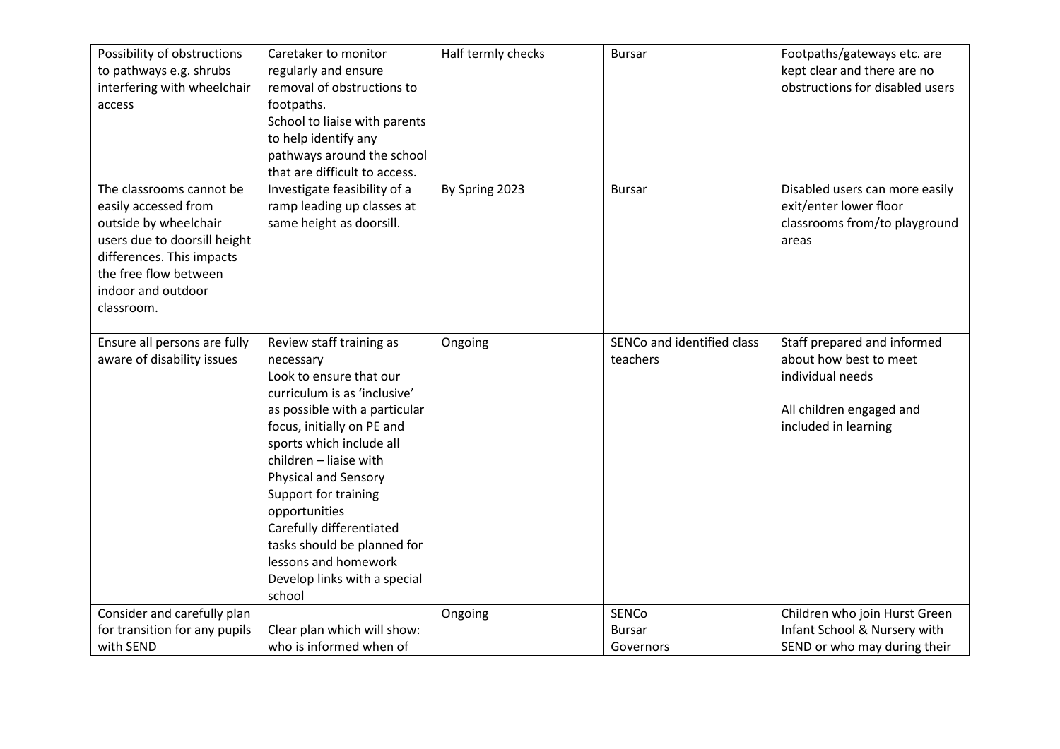| | | | | |
|---|---|---|---|---|
| Possibility of obstructions to pathways e.g. shrubs interfering with wheelchair access | Caretaker to monitor regularly and ensure removal of obstructions to footpaths.<br>School to liaise with parents to help identify any pathways around the school that are difficult to access. | Half termly checks | Bursar | Footpaths/gateways etc. are kept clear and there are no obstructions for disabled users |
| The classrooms cannot be easily accessed from outside by wheelchair users due to doorsill height differences. This impacts the free flow between indoor and outdoor classroom. | Investigate feasibility of a ramp leading up classes at same height as doorsill. | By Spring 2023 | Bursar | Disabled users can more easily exit/enter lower floor classrooms from/to playground areas |
| Ensure all persons are fully aware of disability issues | Review staff training as necessary<br>Look to ensure that our curriculum is as 'inclusive' as possible with a particular focus, initially on PE and sports which include all children – liaise with Physical and Sensory Support for training opportunities<br>Carefully differentiated tasks should be planned for lessons and homework<br>Develop links with a special school | Ongoing | SENCo and identified class teachers | Staff prepared and informed about how best to meet individual needs<br><br>All children engaged and included in learning |
| Consider and carefully plan for transition for any pupils with SEND | Clear plan which will show: who is informed when of | Ongoing | SENCo<br>Bursar<br>Governors | Children who join Hurst Green Infant School & Nursery with SEND or who may during their |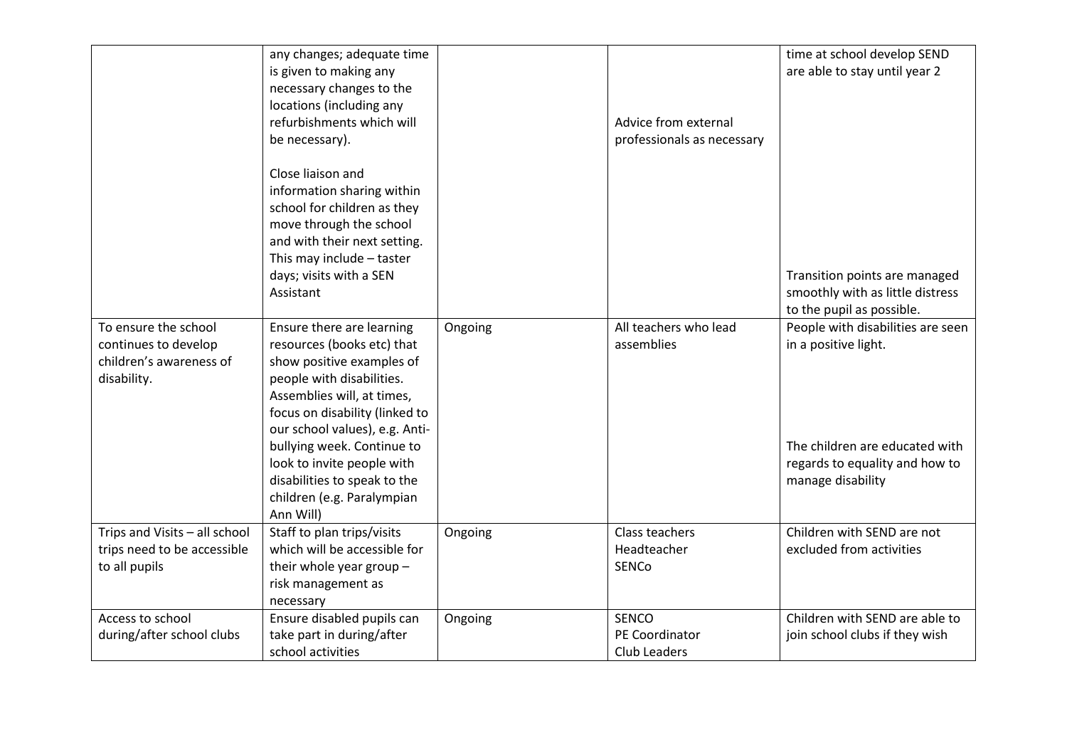| | | | | |
|---|---|---|---|---|
| | any changes; adequate time is given to making any necessary changes to the locations (including any refurbishments which will be necessary).<br><br>Close liaison and information sharing within school for children as they move through the school and with their next setting. This may include – taster days; visits with a SEN Assistant | | Advice from external professionals as necessary | time at school develop SEND are able to stay until year 2<br><br>Transition points are managed smoothly with as little distress to the pupil as possible. |
| To ensure the school continues to develop children's awareness of disability. | Ensure there are learning resources (books etc) that show positive examples of people with disabilities. Assemblies will, at times, focus on disability (linked to our school values), e.g. Anti-bullying week. Continue to look to invite people with disabilities to speak to the children (e.g. Paralympian Ann Will) | Ongoing | All teachers who lead assemblies | People with disabilities are seen in a positive light.<br><br>The children are educated with regards to equality and how to manage disability |
| Trips and Visits – all school trips need to be accessible to all pupils | Staff to plan trips/visits which will be accessible for their whole year group – risk management as necessary | Ongoing | Class teachers<br>Headteacher<br>SENCo | Children with SEND are not excluded from activities |
| Access to school during/after school clubs | Ensure disabled pupils can take part in during/after school activities | Ongoing | SENCO<br>PE Coordinator<br>Club Leaders | Children with SEND are able to join school clubs if they wish |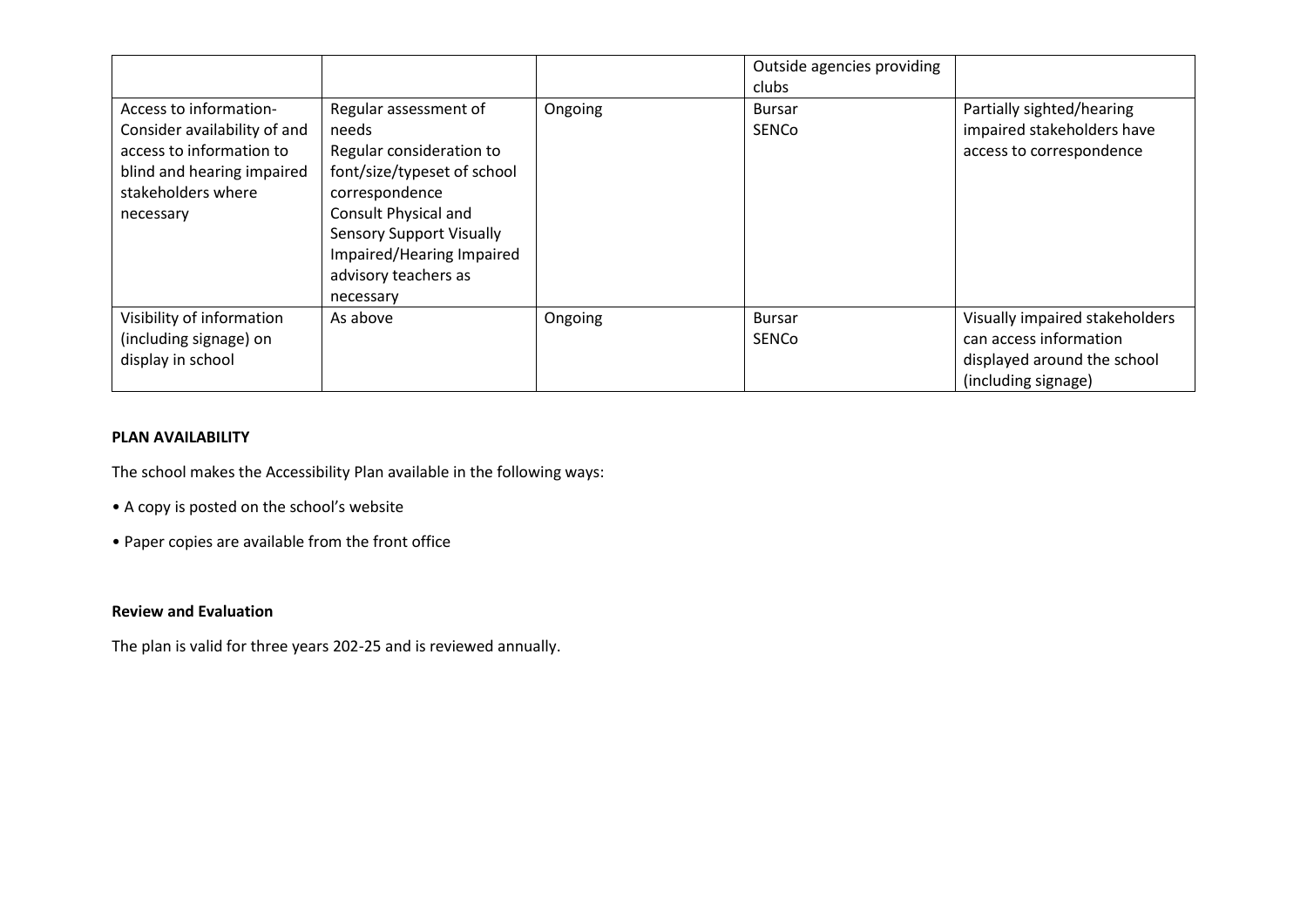| | | | | |
|---|---|---|---|---|
| | | | Outside agencies providing clubs | |
| Access to information- Consider availability of and access to information to blind and hearing impaired stakeholders where necessary | Regular assessment of needs<br>Regular consideration to font/size/typeset of school correspondence<br>Consult Physical and Sensory Support Visually Impaired/Hearing Impaired advisory teachers as necessary | Ongoing | Bursar<br>SENCo | Partially sighted/hearing impaired stakeholders have access to correspondence |
| Visibility of information (including signage) on display in school | As above | Ongoing | Bursar<br>SENCo | Visually impaired stakeholders can access information displayed around the school (including signage) |

**PLAN AVAILABILITY**

The school makes the Accessibility Plan available in the following ways:

- A copy is posted on the school's website
- Paper copies are available from the front office

**Review and Evaluation**

The plan is valid for three years 202-25 and is reviewed annually.